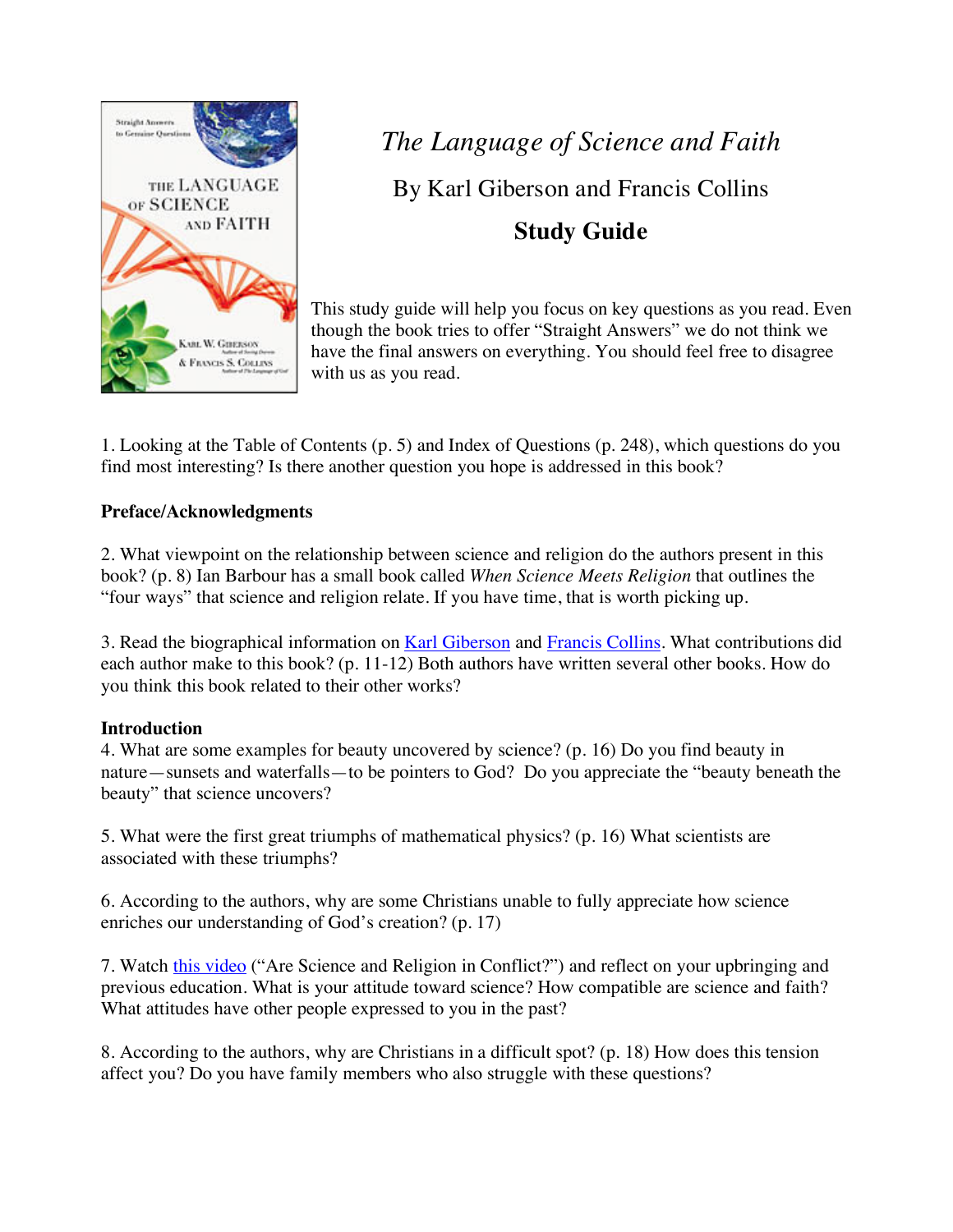# *The Language of Science and Faith*

## By Karl Giberson and Francis Collins

## **Study Guide**

This study guide will help you focus on key questions as you read. Even though the book tries to offer "Straight Answers" we do not think we have the final answers on everything. You should feel free to disagree with us as you read.

1. Looking at the Table of Contents (p. 5) and Index of Questions (p. 248), which questions do you find most interesting? Is there another question you hope is addressed in this book?

**Preface/Acknowledgments**

2. What viewpoint on the relationship between science and religion do the authors present in this book? (p. 8) Ian Barbour has a small book called *When Science Meets Religion* that outlines the "four ways" that science and religion relate. If you have time, that is worth picking up.

3. Read the biographical information on Karl Giberson and Francis Collins. What contributions did each author make to this book? (p. 11-12) Both authors have written several other books. How do you think this book related to their other works?

**Introduction**

4. What are some examples for beauty uncovered by science? (p. 16) Do you find beauty in nature—sunsets and waterfalls—to be pointers to God? Do you appreciate the "beauty beneath the beauty" that science uncovers?

5. What were the first great triumphs of mathematical physics? (p. 16) What scientists are associated with these triumphs?

6. According to the authors, why are some Christians unable to fully appreciate how science enriches our understanding of God's creation? (p. 17)

7. Watch this video ("Are Science and Religion in Conflict?") and reflect on your upbringing and previous education. What is your attitude toward science? How compatible are science and faith? What attitudes have other people expressed to you in the past?

8. According to the authors, why are Christians in a difficult spot? (p. 18) How does this tension affect you? Do you have family members who also struggle with these questions?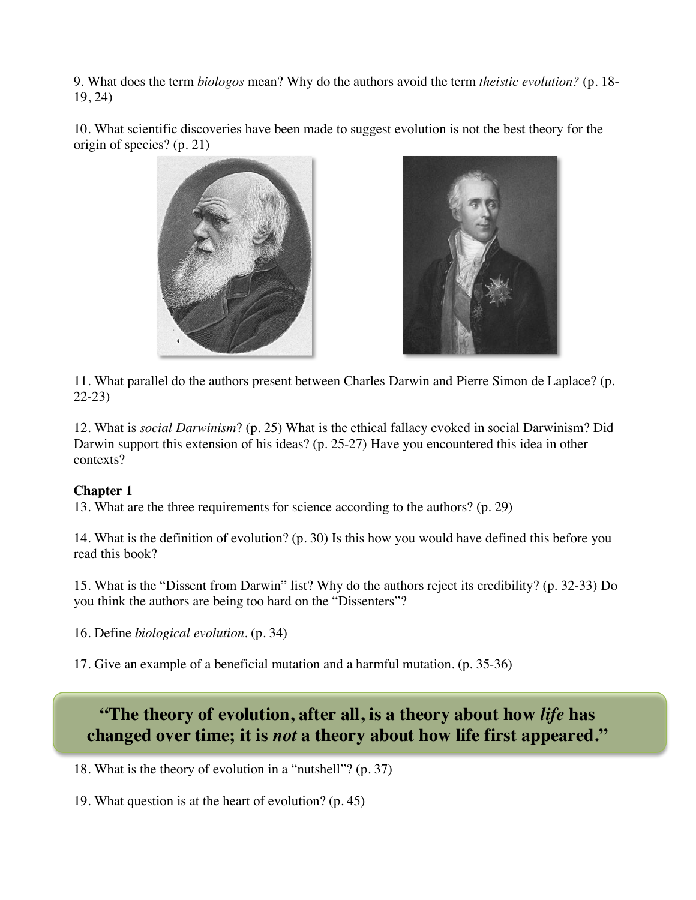9. What does the term *biologos* mean? Why do the authors avoid the term *theistic evolution?* (p. 18-19, 24)

10. What scientific discoveries have been made to suggest evolution is not the best theory for the origin of species? (p. 21)

11. What parallel do the authors present between Charles Darwin and Pierre Simon de Laplace? (p. 22-23)

12. What is *social Darwinism*? (p. 25) What is the ethical fallacy evoked in social Darwinism? Did Darwin support this extension of his ideas? (p. 25-27) Have you encountered this idea in other contexts?

**Chapter 1**

13. What are the three requirements for science according to the authors? (p. 29)

14. What is the definition of evolution? (p. 30) Is this how you would have defined this before you read this book?

15. What is the "Dissent from Darwin" list? Why do the authors reject its credibility? (p. 32-33) Do you think the authors are being too hard on the "Dissenters"?

16. Define *biological evolution*. (p. 34)

17. Give an example of a beneficial mutation and a harmful mutation. (p. 35-36)

> **"The theory of evolution, after all, is a theory about how *life* has changed over time; it is *not* a theory about how life first appeared."**

18. What is the theory of evolution in a "nutshell"? (p. 37)

19. What question is at the heart of evolution? (p. 45)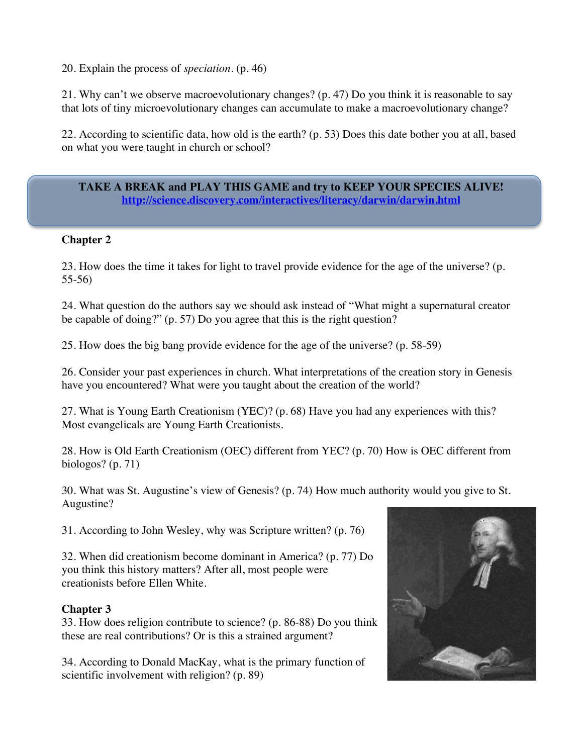20. Explain the process of *speciation*. (p. 46)

21. Why can't we observe macroevolutionary changes? (p. 47) Do you think it is reasonable to say that lots of tiny microevolutionary changes can accumulate to make a macroevolutionary change?

22. According to scientific data, how old is the earth? (p. 53) Does this date bother you at all, based on what you were taught in church or school?

**TAKE A BREAK and PLAY THIS GAME and try to KEEP YOUR SPECIES ALIVE!**
**[http://science.discovery.com/interactives/literacy/darwin/darwin.html](http://science.discovery.com/interactives/literacy/darwin/darwin.html)**

## Chapter 2

23. How does the time it takes for light to travel provide evidence for the age of the universe? (p. 55-56)

24. What question do the authors say we should ask instead of "What might a supernatural creator be capable of doing?" (p. 57) Do you agree that this is the right question?

25. How does the big bang provide evidence for the age of the universe? (p. 58-59)

26. Consider your past experiences in church. What interpretations of the creation story in Genesis have you encountered? What were you taught about the creation of the world?

27. What is Young Earth Creationism (YEC)? (p. 68) Have you had any experiences with this? Most evangelicals are Young Earth Creationists.

28. How is Old Earth Creationism (OEC) different from YEC? (p. 70) How is OEC different from biologos? (p. 71)

30. What was St. Augustine's view of Genesis? (p. 74) How much authority would you give to St. Augustine?

31. According to John Wesley, why was Scripture written? (p. 76)

32. When did creationism become dominant in America? (p. 77) Do you think this history matters? After all, most people were creationists before Ellen White.

## Chapter 3

33. How does religion contribute to science? (p. 86-88) Do you think these are real contributions? Or is this a strained argument?

34. According to Donald MacKay, what is the primary function of scientific involvement with religion? (p. 89)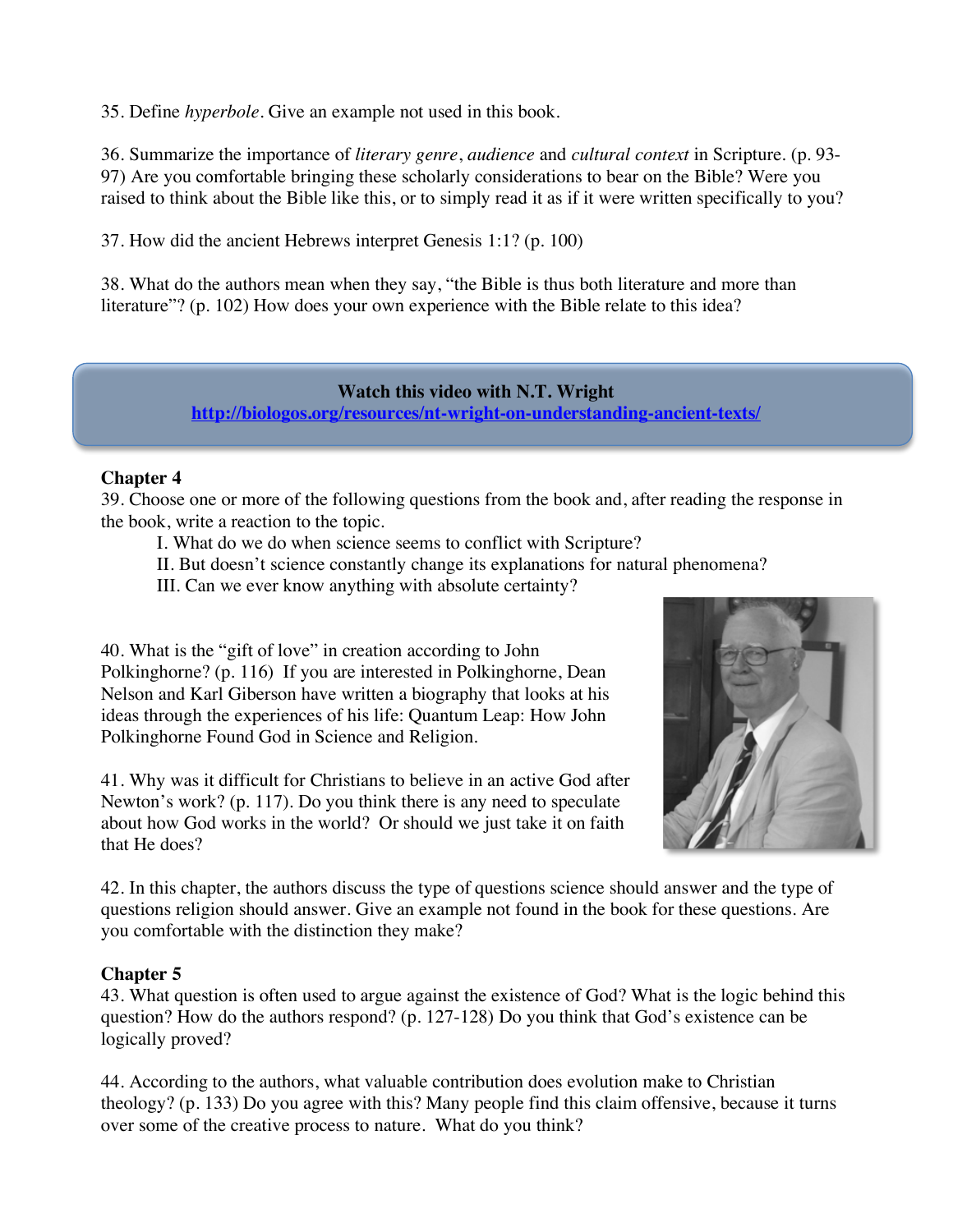35. Define *hyperbole*. Give an example not used in this book.

36. Summarize the importance of *literary genre*, *audience* and *cultural context* in Scripture. (p. 93-97) Are you comfortable bringing these scholarly considerations to bear on the Bible? Were you raised to think about the Bible like this, or to simply read it as if it were written specifically to you?

37. How did the ancient Hebrews interpret Genesis 1:1? (p. 100)

38. What do the authors mean when they say, "the Bible is thus both literature and more than literature"? (p. 102) How does your own experience with the Bible relate to this idea?

**Watch this video with N.T. Wright**
**http://biologos.org/resources/nt-wright-on-understanding-ancient-texts/**

**Chapter 4**

39. Choose one or more of the following questions from the book and, after reading the response in the book, write a reaction to the topic.

I. What do we do when science seems to conflict with Scripture?
II. But doesn't science constantly change its explanations for natural phenomena?
III. Can we ever know anything with absolute certainty?

40. What is the "gift of love" in creation according to John Polkinghorne? (p. 116) If you are interested in Polkinghorne, Dean Nelson and Karl Giberson have written a biography that looks at his ideas through the experiences of his life: Quantum Leap: How John Polkinghorne Found God in Science and Religion.

41. Why was it difficult for Christians to believe in an active God after Newton's work? (p. 117). Do you think there is any need to speculate about how God works in the world? Or should we just take it on faith that He does?

42. In this chapter, the authors discuss the type of questions science should answer and the type of questions religion should answer. Give an example not found in the book for these questions. Are you comfortable with the distinction they make?

**Chapter 5**

43. What question is often used to argue against the existence of God? What is the logic behind this question? How do the authors respond? (p. 127-128) Do you think that God's existence can be logically proved?

44. According to the authors, what valuable contribution does evolution make to Christian theology? (p. 133) Do you agree with this? Many people find this claim offensive, because it turns over some of the creative process to nature. What do you think?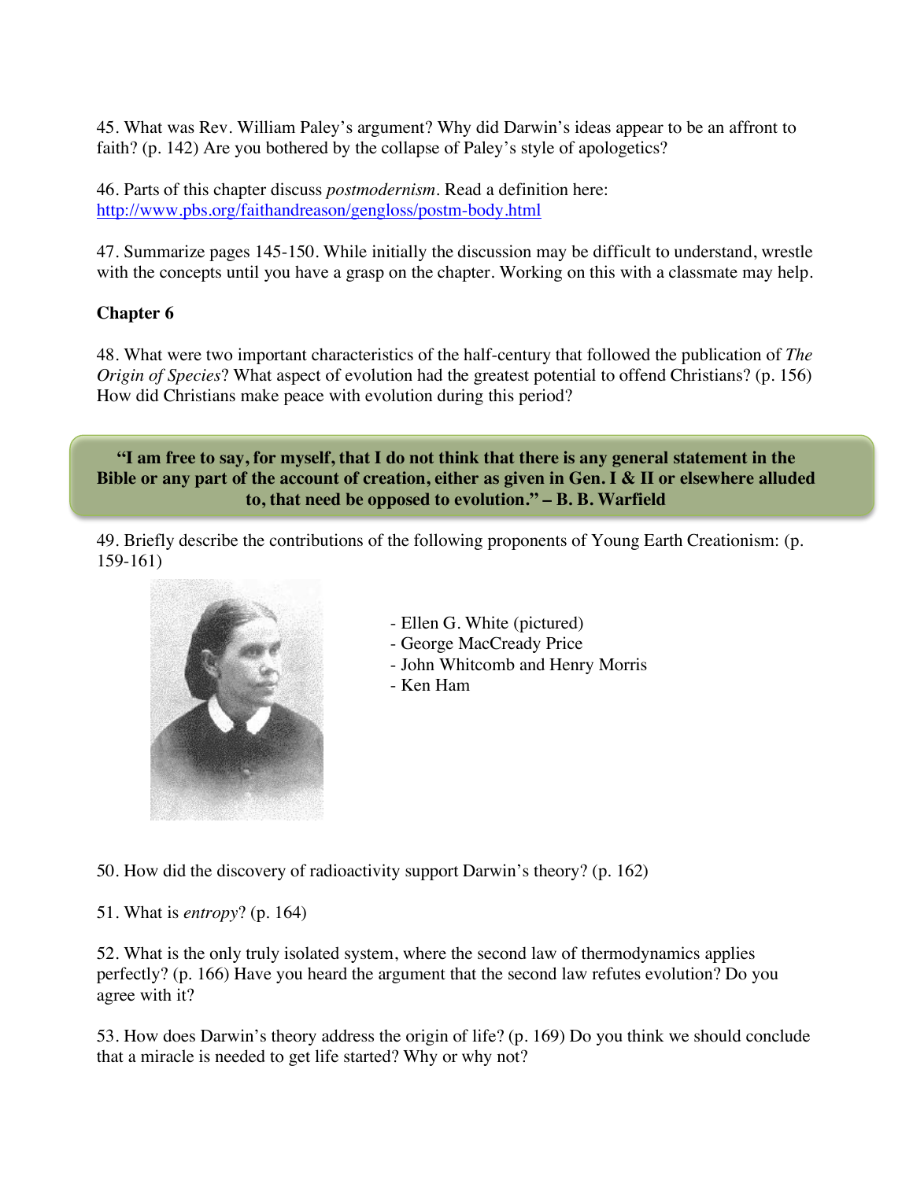45. What was Rev. William Paley's argument? Why did Darwin's ideas appear to be an affront to faith? (p. 142) Are you bothered by the collapse of Paley's style of apologetics?

46. Parts of this chapter discuss *postmodernism*. Read a definition here: http://www.pbs.org/faithandreason/gengloss/postm-body.html

47. Summarize pages 145-150. While initially the discussion may be difficult to understand, wrestle with the concepts until you have a grasp on the chapter. Working on this with a classmate may help.

**Chapter 6**

48. What were two important characteristics of the half-century that followed the publication of *The Origin of Species*? What aspect of evolution had the greatest potential to offend Christians? (p. 156) How did Christians make peace with evolution during this period?

> **"I am free to say, for myself, that I do not think that there is any general statement in the Bible or any part of the account of creation, either as given in Gen. I & II or elsewhere alluded to, that need be opposed to evolution." – B. B. Warfield**

49. Briefly describe the contributions of the following proponents of Young Earth Creationism: (p. 159-161)

- Ellen G. White (pictured)
- George MacCready Price
- John Whitcomb and Henry Morris
- Ken Ham

50. How did the discovery of radioactivity support Darwin's theory? (p. 162)

51. What is *entropy*? (p. 164)

52. What is the only truly isolated system, where the second law of thermodynamics applies perfectly? (p. 166) Have you heard the argument that the second law refutes evolution? Do you agree with it?

53. How does Darwin's theory address the origin of life? (p. 169) Do you think we should conclude that a miracle is needed to get life started? Why or why not?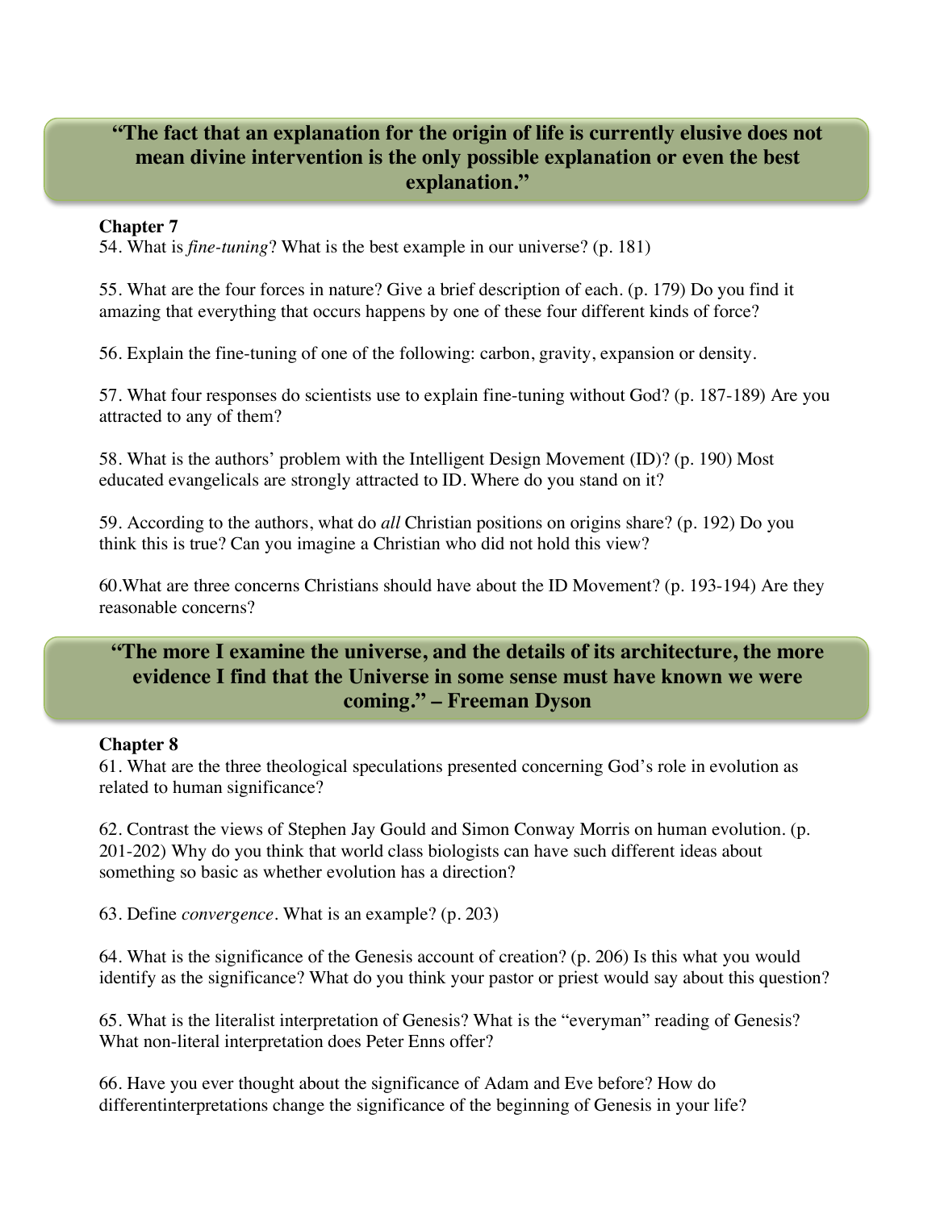**“The fact that an explanation for the origin of life is currently elusive does not mean divine intervention is the only possible explanation or even the best explanation.”**

**Chapter 7**

54. What is *fine-tuning*? What is the best example in our universe? (p. 181)

55. What are the four forces in nature? Give a brief description of each. (p. 179) Do you find it amazing that everything that occurs happens by one of these four different kinds of force?

56. Explain the fine-tuning of one of the following: carbon, gravity, expansion or density.

57. What four responses do scientists use to explain fine-tuning without God? (p. 187-189) Are you attracted to any of them?

58. What is the authors’ problem with the Intelligent Design Movement (ID)? (p. 190) Most educated evangelicals are strongly attracted to ID. Where do you stand on it?

59. According to the authors, what do *all* Christian positions on origins share? (p. 192) Do you think this is true? Can you imagine a Christian who did not hold this view?

60.What are three concerns Christians should have about the ID Movement? (p. 193-194) Are they reasonable concerns?

**“The more I examine the universe, and the details of its architecture, the more evidence I find that the Universe in some sense must have known we were coming.” – Freeman Dyson**

**Chapter 8**

61. What are the three theological speculations presented concerning God’s role in evolution as related to human significance?

62. Contrast the views of Stephen Jay Gould and Simon Conway Morris on human evolution. (p. 201-202) Why do you think that world class biologists can have such different ideas about something so basic as whether evolution has a direction?

63. Define *convergence*. What is an example? (p. 203)

64. What is the significance of the Genesis account of creation? (p. 206) Is this what you would identify as the significance? What do you think your pastor or priest would say about this question?

65. What is the literalist interpretation of Genesis? What is the “everyman” reading of Genesis? What non-literal interpretation does Peter Enns offer?

66. Have you ever thought about the significance of Adam and Eve before? How do differentinterpretations change the significance of the beginning of Genesis in your life?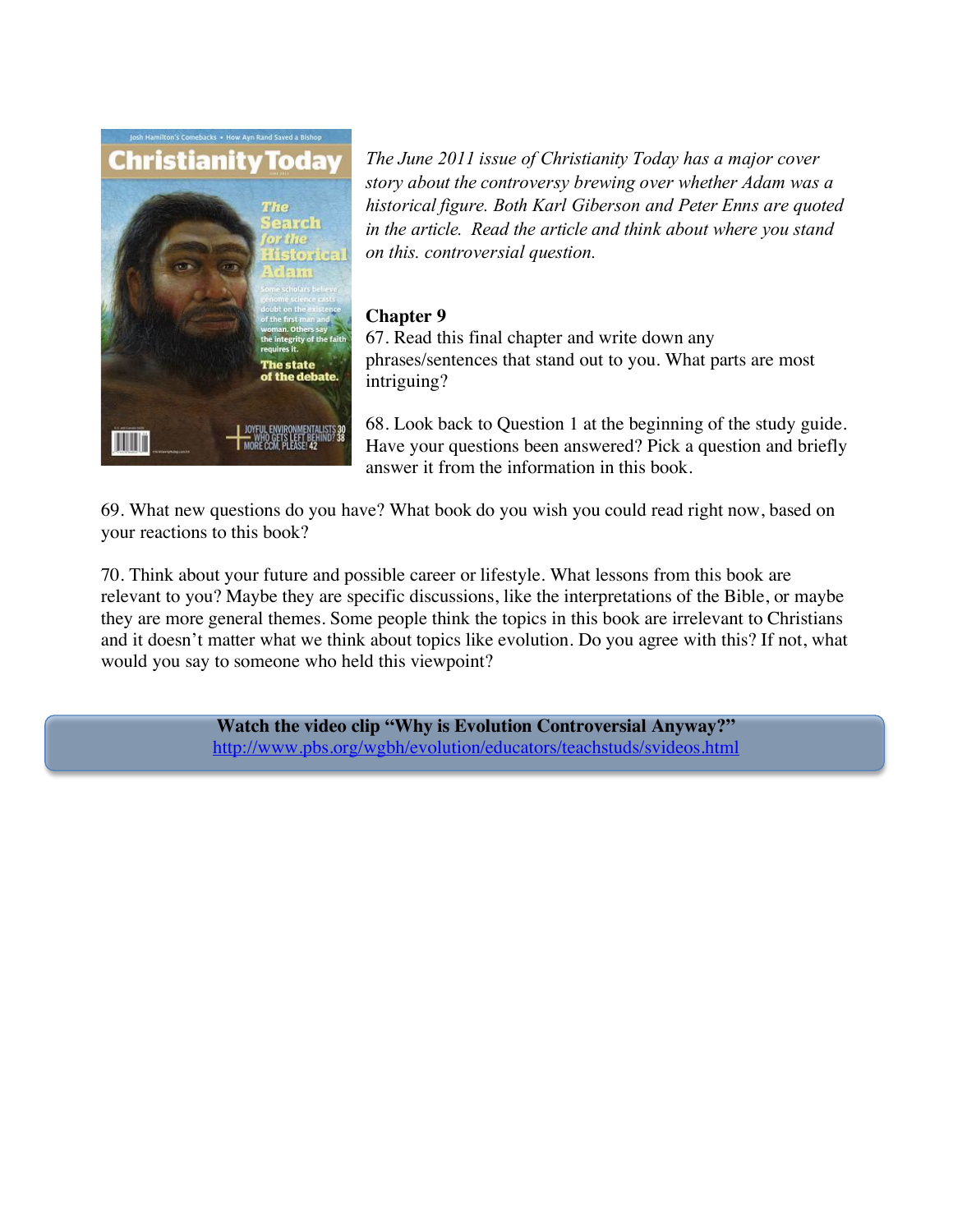*The June 2011 issue of Christianity Today has a major cover story about the controversy brewing over whether Adam was a historical figure. Both Karl Giberson and Peter Enns are quoted in the article. Read the article and think about where you stand on this. controversial question.*

**Chapter 9**

67. Read this final chapter and write down any phrases/sentences that stand out to you. What parts are most intriguing?

68. Look back to Question 1 at the beginning of the study guide. Have your questions been answered? Pick a question and briefly answer it from the information in this book.

69. What new questions do you have? What book do you wish you could read right now, based on your reactions to this book?

70. Think about your future and possible career or lifestyle. What lessons from this book are relevant to you? Maybe they are specific discussions, like the interpretations of the Bible, or maybe they are more general themes. Some people think the topics in this book are irrelevant to Christians and it doesn't matter what we think about topics like evolution. Do you agree with this? If not, what would you say to someone who held this viewpoint?

**Watch the video clip "Why is Evolution Controversial Anyway?"**
http://www.pbs.org/wgbh/evolution/educators/teachstuds/svideos.html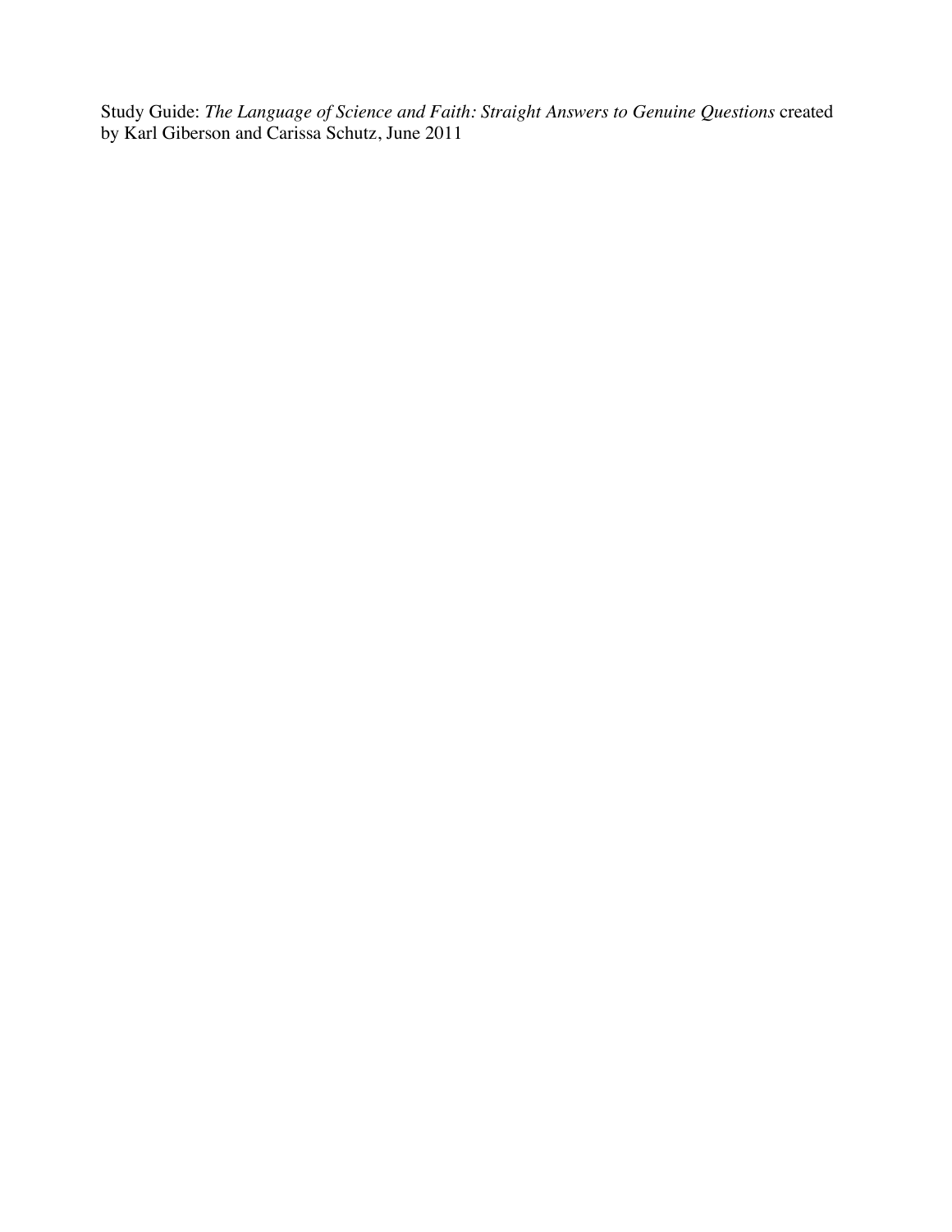Study Guide: *The Language of Science and Faith: Straight Answers to Genuine Questions* created by Karl Giberson and Carissa Schutz, June 2011